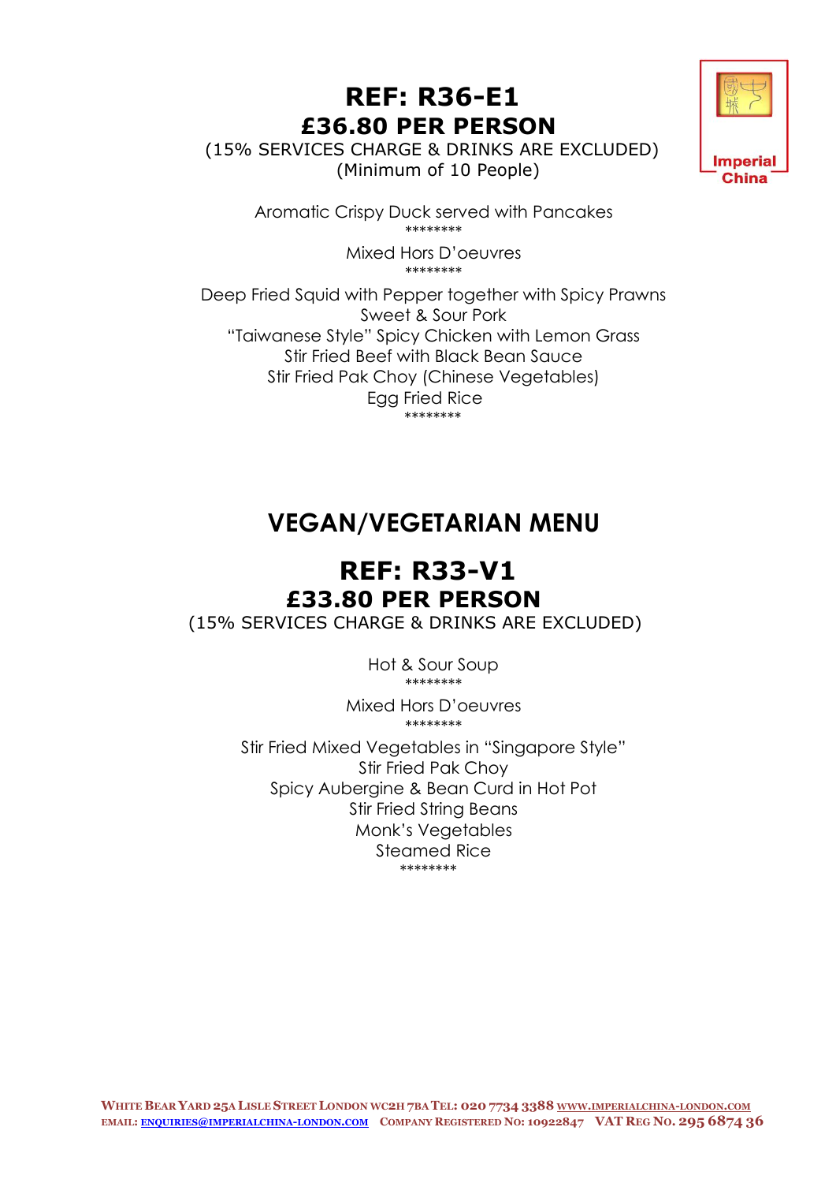# REF: R36-E1

## £36.80 PER PERSON

(15% SERVICES CHARGE & DRINKS ARE EXCLUDED)
(Minimum of 10 People)

Aromatic Crispy Duck served with Pancakes

********

Mixed Hors D'oeuvres

********

Deep Fried Squid with Pepper together with Spicy Prawns
Sweet & Sour Pork
"Taiwanese Style" Spicy Chicken with Lemon Grass
Stir Fried Beef with Black Bean Sauce
Stir Fried Pak Choy (Chinese Vegetables)
Egg Fried Rice

********

# VEGAN/VEGETARIAN MENU

# REF: R33-V1

## £33.80 PER PERSON

(15% SERVICES CHARGE & DRINKS ARE EXCLUDED)

Hot & Sour Soup

********

Mixed Hors D'oeuvres

********

Stir Fried Mixed Vegetables in "Singapore Style"
Stir Fried Pak Choy
Spicy Aubergine & Bean Curd in Hot Pot
Stir Fried String Beans
Monk's Vegetables
Steamed Rice

********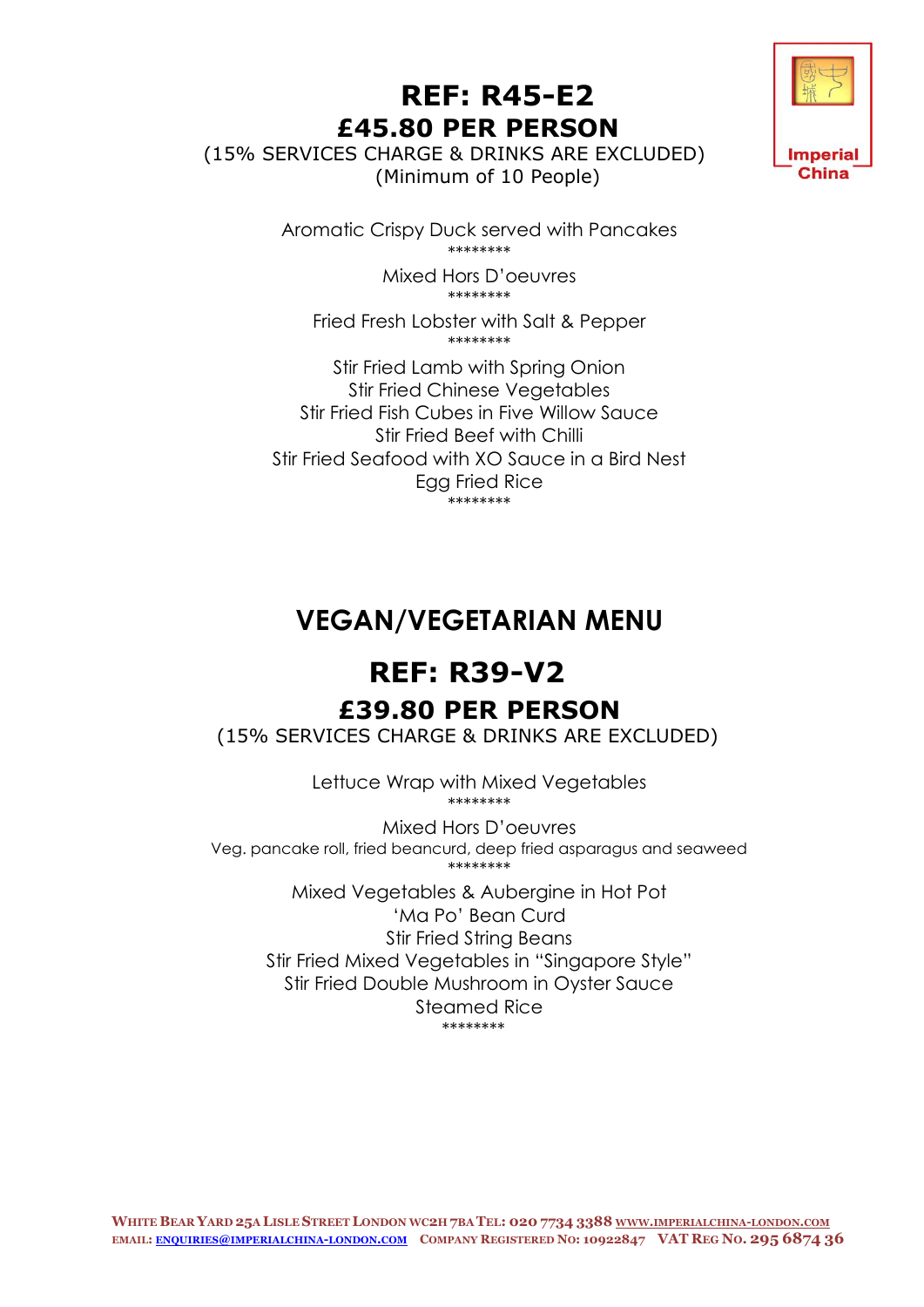# REF: R45-E2

## £45.80 PER PERSON

(15% SERVICES CHARGE & DRINKS ARE EXCLUDED)
(Minimum of 10 People)

Aromatic Crispy Duck served with Pancakes

********

Mixed Hors D'oeuvres

********

Fried Fresh Lobster with Salt & Pepper

********

Stir Fried Lamb with Spring Onion
Stir Fried Chinese Vegetables
Stir Fried Fish Cubes in Five Willow Sauce
Stir Fried Beef with Chilli
Stir Fried Seafood with XO Sauce in a Bird Nest
Egg Fried Rice

********

# VEGAN/VEGETARIAN MENU

# REF: R39-V2

## £39.80 PER PERSON

(15% SERVICES CHARGE & DRINKS ARE EXCLUDED)

Lettuce Wrap with Mixed Vegetables

********

Mixed Hors D'oeuvres
Veg. pancake roll, fried beancurd, deep fried asparagus and seaweed

********

Mixed Vegetables & Aubergine in Hot Pot
'Ma Po' Bean Curd
Stir Fried String Beans
Stir Fried Mixed Vegetables in "Singapore Style"
Stir Fried Double Mushroom in Oyster Sauce
Steamed Rice

********

WHITE BEAR YARD 25A LISLE STREET LONDON WC2H 7BA TEL: 020 7734 3388 WWW.IMPERIALCHINA-LONDON.COM
EMAIL: ENQUIRIES@IMPERIALCHINA-LONDON.COM COMPANY REGISTERED NO: 10922847 VAT REG NO. 295 6874 36